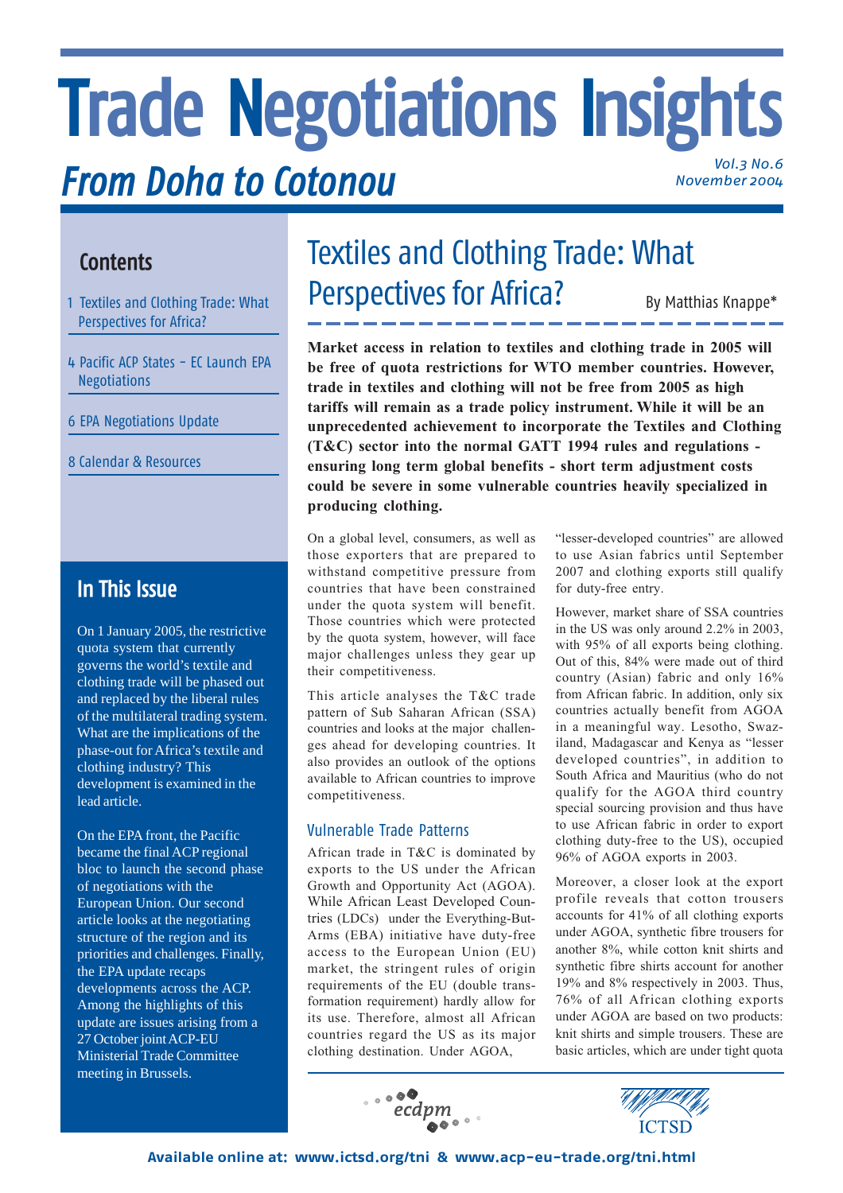# Trade Negotiations Insights

## *From Doha to Cotonou*

*Vol.3 No.6*
*November 2004*

## Contents

1 Textiles and Clothing Trade: What Perspectives for Africa?

4 Pacific ACP States – EC Launch EPA Negotiations

6 EPA Negotiations Update

8 Calendar & Resources

## In This Issue

On 1 January 2005, the restrictive quota system that currently governs the world's textile and clothing trade will be phased out and replaced by the liberal rules of the multilateral trading system. What are the implications of the phase-out for Africa's textile and clothing industry? This development is examined in the lead article.

On the EPA front, the Pacific became the final ACP regional bloc to launch the second phase of negotiations with the European Union. Our second article looks at the negotiating structure of the region and its priorities and challenges. Finally, the EPA update recaps developments across the ACP. Among the highlights of this update are issues arising from a 27 October joint ACP-EU Ministerial Trade Committee meeting in Brussels.

# Textiles and Clothing Trade: What Perspectives for Africa?

By Matthias Knappe*

**Market access in relation to textiles and clothing trade in 2005 will be free of quota restrictions for WTO member countries. However, trade in textiles and clothing will not be free from 2005 as high tariffs will remain as a trade policy instrument. While it will be an unprecedented achievement to incorporate the Textiles and Clothing (T&C) sector into the normal GATT 1994 rules and regulations - ensuring long term global benefits - short term adjustment costs could be severe in some vulnerable countries heavily specialized in producing clothing.**

On a global level, consumers, as well as those exporters that are prepared to withstand competitive pressure from countries that have been constrained under the quota system will benefit. Those countries which were protected by the quota system, however, will face major challenges unless they gear up their competitiveness.

This article analyses the T&C trade pattern of Sub Saharan African (SSA) countries and looks at the major challenges ahead for developing countries. It also provides an outlook of the options available to African countries to improve competitiveness.

## Vulnerable Trade Patterns

African trade in T&C is dominated by exports to the US under the African Growth and Opportunity Act (AGOA). While African Least Developed Countries (LDCs) under the Everything-But-Arms (EBA) initiative have duty-free access to the European Union (EU) market, the stringent rules of origin requirements of the EU (double transformation requirement) hardly allow for its use. Therefore, almost all African countries regard the US as its major clothing destination. Under AGOA, "lesser-developed countries" are allowed to use Asian fabrics until September 2007 and clothing exports still qualify for duty-free entry.

However, market share of SSA countries in the US was only around 2.2% in 2003, with 95% of all exports being clothing. Out of this, 84% were made out of third country (Asian) fabric and only 16% from African fabric. In addition, only six countries actually benefit from AGOA in a meaningful way. Lesotho, Swaziland, Madagascar and Kenya as "lesser developed countries", in addition to South Africa and Mauritius (who do not qualify for the AGOA third country special sourcing provision and thus have to use African fabric in order to export clothing duty-free to the US), occupied 96% of AGOA exports in 2003.

Moreover, a closer look at the export profile reveals that cotton trousers accounts for 41% of all clothing exports under AGOA, synthetic fibre trousers for another 8%, while cotton knit shirts and synthetic fibre shirts account for another 19% and 8% respectively in 2003. Thus, 76% of all African clothing exports under AGOA are based on two products: knit shirts and simple trousers. These are basic articles, which are under tight quota

ecdpm

ICTSD

**Available online at: www.ictsd.org/tni & www.acp-eu-trade.org/tni.html**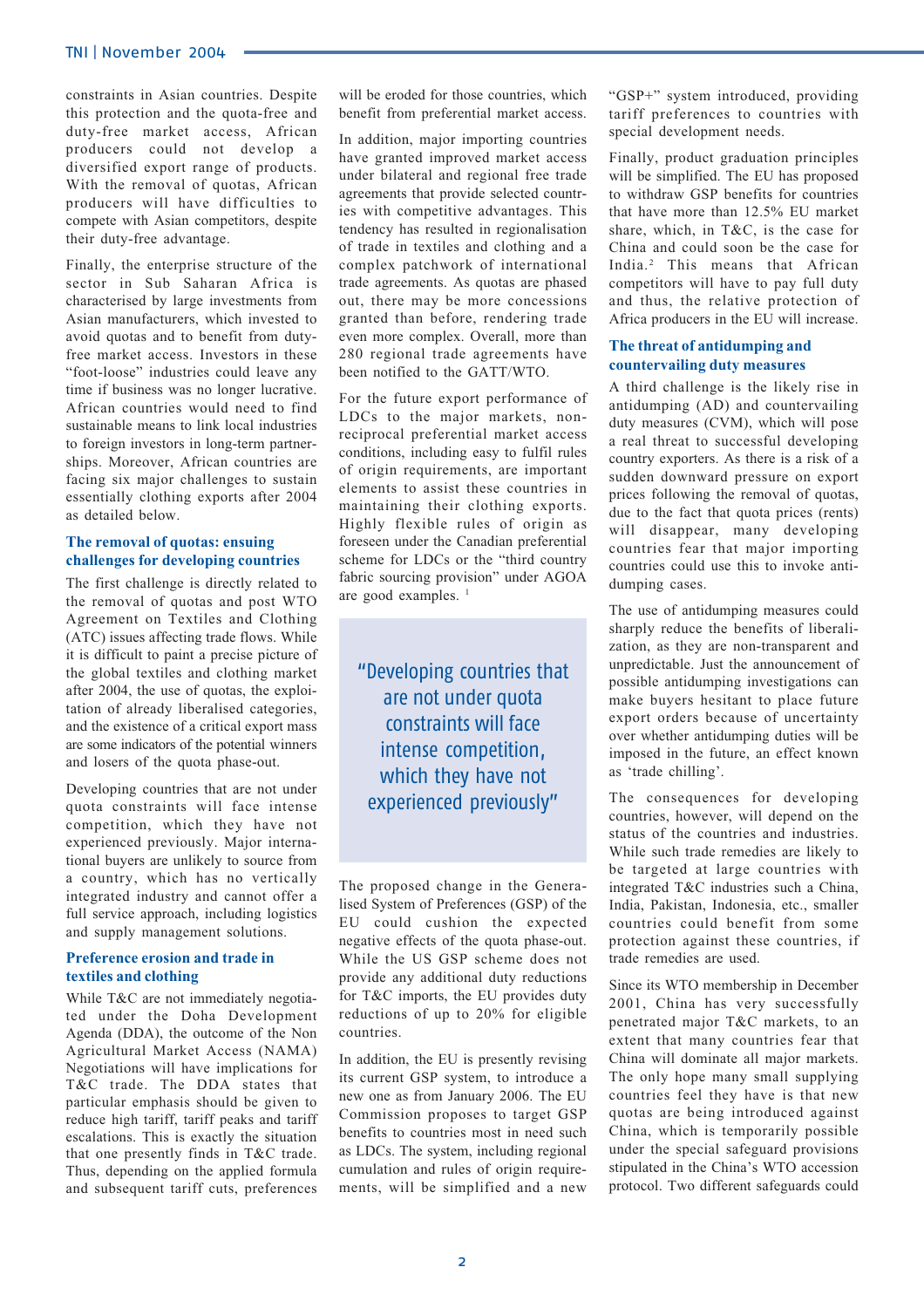constraints in Asian countries. Despite this protection and the quota-free and duty-free market access, African producers could not develop a diversified export range of products. With the removal of quotas, African producers will have difficulties to compete with Asian competitors, despite their duty-free advantage.

Finally, the enterprise structure of the sector in Sub Saharan Africa is characterised by large investments from Asian manufacturers, which invested to avoid quotas and to benefit from duty-free market access. Investors in these "foot-loose" industries could leave any time if business was no longer lucrative. African countries would need to find sustainable means to link local industries to foreign investors in long-term partnerships. Moreover, African countries are facing six major challenges to sustain essentially clothing exports after 2004 as detailed below.

### The removal of quotas: ensuing challenges for developing countries

The first challenge is directly related to the removal of quotas and post WTO Agreement on Textiles and Clothing (ATC) issues affecting trade flows. While it is difficult to paint a precise picture of the global textiles and clothing market after 2004, the use of quotas, the exploitation of already liberalised categories, and the existence of a critical export mass are some indicators of the potential winners and losers of the quota phase-out.

Developing countries that are not under quota constraints will face intense competition, which they have not experienced previously. Major international buyers are unlikely to source from a country, which has no vertically integrated industry and cannot offer a full service approach, including logistics and supply management solutions.

### Preference erosion and trade in textiles and clothing

While T&C are not immediately negotiated under the Doha Development Agenda (DDA), the outcome of the Non Agricultural Market Access (NAMA) Negotiations will have implications for T&C trade. The DDA states that particular emphasis should be given to reduce high tariff, tariff peaks and tariff escalations. This is exactly the situation that one presently finds in T&C trade. Thus, depending on the applied formula and subsequent tariff cuts, preferences will be eroded for those countries, which benefit from preferential market access.

In addition, major importing countries have granted improved market access under bilateral and regional free trade agreements that provide selected countries with competitive advantages. This tendency has resulted in regionalisation of trade in textiles and clothing and a complex patchwork of international trade agreements. As quotas are phased out, there may be more concessions granted than before, rendering trade even more complex. Overall, more than 280 regional trade agreements have been notified to the GATT/WTO.

For the future export performance of LDCs to the major markets, non-reciprocal preferential market access conditions, including easy to fulfil rules of origin requirements, are important elements to assist these countries in maintaining their clothing exports. Highly flexible rules of origin as foreseen under the Canadian preferential scheme for LDCs or the "third country fabric sourcing provision" under AGOA are good examples. [1]

> "Developing countries that are not under quota constraints will face intense competition, which they have not experienced previously"

The proposed change in the Generalised System of Preferences (GSP) of the EU could cushion the expected negative effects of the quota phase-out. While the US GSP scheme does not provide any additional duty reductions for T&C imports, the EU provides duty reductions of up to 20% for eligible countries.

In addition, the EU is presently revising its current GSP system, to introduce a new one as from January 2006. The EU Commission proposes to target GSP benefits to countries most in need such as LDCs. The system, including regional cumulation and rules of origin requirements, will be simplified and a new "GSP+" system introduced, providing tariff preferences to countries with special development needs.

Finally, product graduation principles will be simplified. The EU has proposed to withdraw GSP benefits for countries that have more than 12.5% EU market share, which, in T&C, is the case for China and could soon be the case for India.[2] This means that African competitors will have to pay full duty and thus, the relative protection of Africa producers in the EU will increase.

### The threat of antidumping and countervailing duty measures

A third challenge is the likely rise in antidumping (AD) and countervailing duty measures (CVM), which will pose a real threat to successful developing country exporters. As there is a risk of a sudden downward pressure on export prices following the removal of quotas, due to the fact that quota prices (rents) will disappear, many developing countries fear that major importing countries could use this to invoke antidumping cases.

The use of antidumping measures could sharply reduce the benefits of liberalization, as they are non-transparent and unpredictable. Just the announcement of possible antidumping investigations can make buyers hesitant to place future export orders because of uncertainty over whether antidumping duties will be imposed in the future, an effect known as 'trade chilling'.

The consequences for developing countries, however, will depend on the status of the countries and industries. While such trade remedies are likely to be targeted at large countries with integrated T&C industries such a China, India, Pakistan, Indonesia, etc., smaller countries could benefit from some protection against these countries, if trade remedies are used.

Since its WTO membership in December 2001, China has very successfully penetrated major T&C markets, to an extent that many countries fear that China will dominate all major markets. The only hope many small supplying countries feel they have is that new quotas are being introduced against China, which is temporarily possible under the special safeguard provisions stipulated in the China's WTO accession protocol. Two different safeguards could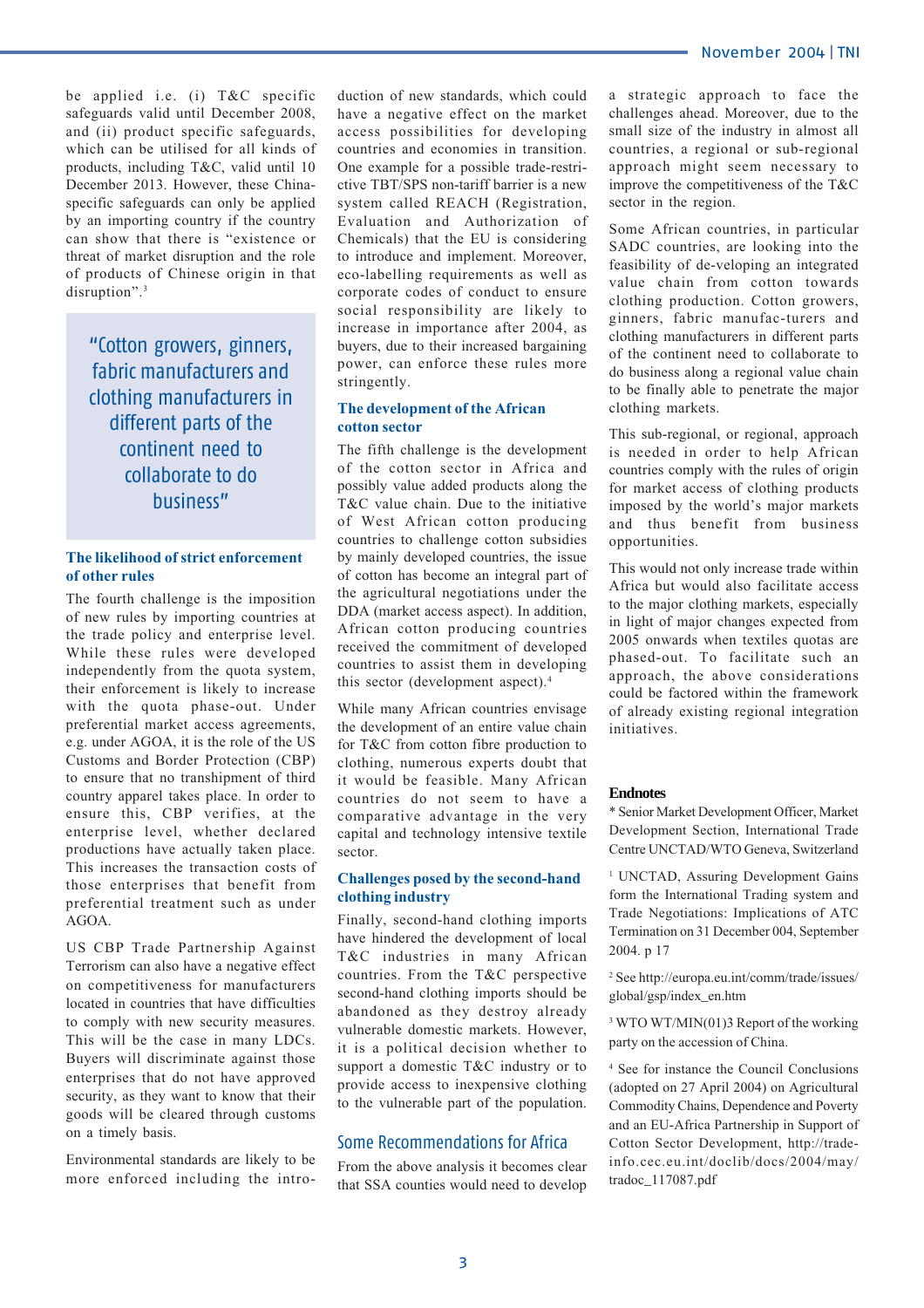be applied i.e. (i) T&C specific safeguards valid until December 2008, and (ii) product specific safeguards, which can be utilised for all kinds of products, including T&C, valid until 10 December 2013. However, these China-specific safeguards can only be applied by an importing country if the country can show that there is "existence or threat of market disruption and the role of products of Chinese origin in that disruption".[3]

> "Cotton growers, ginners, fabric manufacturers and clothing manufacturers in different parts of the continent need to collaborate to do business"

### The likelihood of strict enforcement of other rules

The fourth challenge is the imposition of new rules by importing countries at the trade policy and enterprise level. While these rules were developed independently from the quota system, their enforcement is likely to increase with the quota phase-out. Under preferential market access agreements, e.g. under AGOA, it is the role of the US Customs and Border Protection (CBP) to ensure that no transhipment of third country apparel takes place. In order to ensure this, CBP verifies, at the enterprise level, whether declared productions have actually taken place. This increases the transaction costs of those enterprises that benefit from preferential treatment such as under AGOA.

US CBP Trade Partnership Against Terrorism can also have a negative effect on competitiveness for manufacturers located in countries that have difficulties to comply with new security measures. This will be the case in many LDCs. Buyers will discriminate against those enterprises that do not have approved security, as they want to know that their goods will be cleared through customs on a timely basis.

Environmental standards are likely to be more enforced including the introduction of new standards, which could have a negative effect on the market access possibilities for developing countries and economies in transition. One example for a possible trade-restrictive TBT/SPS non-tariff barrier is a new system called REACH (Registration, Evaluation and Authorization of Chemicals) that the EU is considering to introduce and implement. Moreover, eco-labelling requirements as well as corporate codes of conduct to ensure social responsibility are likely to increase in importance after 2004, as buyers, due to their increased bargaining power, can enforce these rules more stringently.

### The development of the African cotton sector

The fifth challenge is the development of the cotton sector in Africa and possibly value added products along the T&C value chain. Due to the initiative of West African cotton producing countries to challenge cotton subsidies by mainly developed countries, the issue of cotton has become an integral part of the agricultural negotiations under the DDA (market access aspect). In addition, African cotton producing countries received the commitment of developed countries to assist them in developing this sector (development aspect).[4]

While many African countries envisage the development of an entire value chain for T&C from cotton fibre production to clothing, numerous experts doubt that it would be feasible. Many African countries do not seem to have a comparative advantage in the very capital and technology intensive textile sector.

### Challenges posed by the second-hand clothing industry

Finally, second-hand clothing imports have hindered the development of local T&C industries in many African countries. From the T&C perspective second-hand clothing imports should be abandoned as they destroy already vulnerable domestic markets. However, it is a political decision whether to support a domestic T&C industry or to provide access to inexpensive clothing to the vulnerable part of the population.

## Some Recommendations for Africa

From the above analysis it becomes clear that SSA counties would need to develop a strategic approach to face the challenges ahead. Moreover, due to the small size of the industry in almost all countries, a regional or sub-regional approach might seem necessary to improve the competitiveness of the T&C sector in the region.

Some African countries, in particular SADC countries, are looking into the feasibility of de-veloping an integrated value chain from cotton towards clothing production. Cotton growers, ginners, fabric manufac-turers and clothing manufacturers in different parts of the continent need to collaborate to do business along a regional value chain to be finally able to penetrate the major clothing markets.

This sub-regional, or regional, approach is needed in order to help African countries comply with the rules of origin for market access of clothing products imposed by the world's major markets and thus benefit from business opportunities.

This would not only increase trade within Africa but would also facilitate access to the major clothing markets, especially in light of major changes expected from 2005 onwards when textiles quotas are phased-out. To facilitate such an approach, the above considerations could be factored within the framework of already existing regional integration initiatives.

### Endnotes

* Senior Market Development Officer, Market Development Section, International Trade Centre UNCTAD/WTO Geneva, Switzerland

[1] UNCTAD, Assuring Development Gains form the International Trading system and Trade Negotiations: Implications of ATC Termination on 31 December 004, September 2004. p 17

[2] See http://europa.eu.int/comm/trade/issues/global/gsp/index_en.htm

[3] WTO WT/MIN(01)3 Report of the working party on the accession of China.

[4] See for instance the Council Conclusions (adopted on 27 April 2004) on Agricultural Commodity Chains, Dependence and Poverty and an EU-Africa Partnership in Support of Cotton Sector Development, http://trade-info.cec.eu.int/doclib/docs/2004/may/tradoc_117087.pdf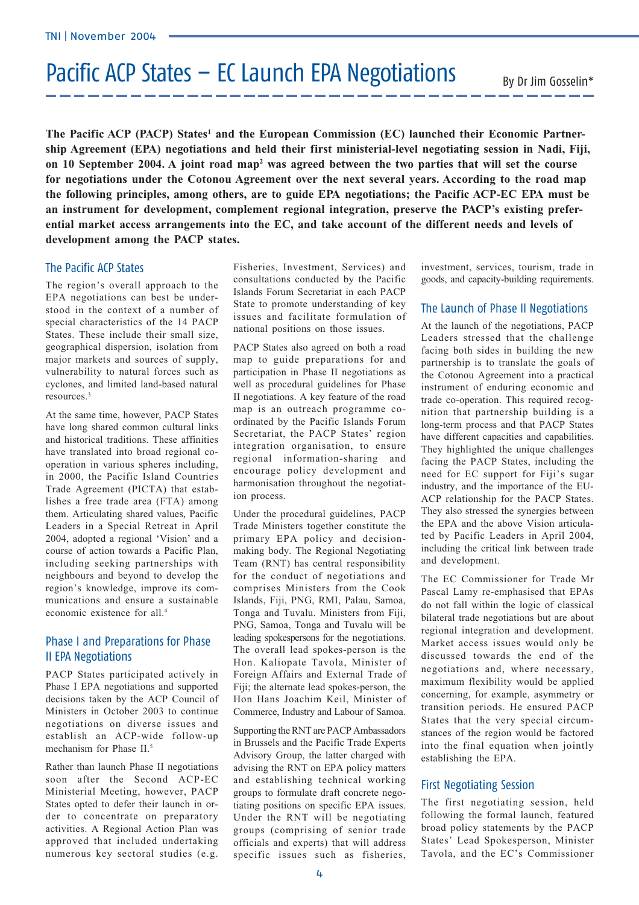# Pacific ACP States – EC Launch EPA Negotiations

By Dr Jim Gosselin*

**The Pacific ACP (PACP) States[1] and the European Commission (EC) launched their Economic Partnership Agreement (EPA) negotiations and held their first ministerial-level negotiating session in Nadi, Fiji, on 10 September 2004. A joint road map[2] was agreed between the two parties that will set the course for negotiations under the Cotonou Agreement over the next several years. According to the road map the following principles, among others, are to guide EPA negotiations; the Pacific ACP-EC EPA must be an instrument for development, complement regional integration, preserve the PACP's existing preferential market access arrangements into the EC, and take account of the different needs and levels of development among the PACP states.**

## The Pacific ACP States

The region's overall approach to the EPA negotiations can best be understood in the context of a number of special characteristics of the 14 PACP States. These include their small size, geographical dispersion, isolation from major markets and sources of supply, vulnerability to natural forces such as cyclones, and limited land-based natural resources.[3]

At the same time, however, PACP States have long shared common cultural links and historical traditions. These affinities have translated into broad regional cooperation in various spheres including, in 2000, the Pacific Island Countries Trade Agreement (PICTA) that establishes a free trade area (FTA) among them. Articulating shared values, Pacific Leaders in a Special Retreat in April 2004, adopted a regional 'Vision' and a course of action towards a Pacific Plan, including seeking partnerships with neighbours and beyond to develop the region's knowledge, improve its communications and ensure a sustainable economic existence for all.[4]

## Phase I and Preparations for Phase II EPA Negotiations

PACP States participated actively in Phase I EPA negotiations and supported decisions taken by the ACP Council of Ministers in October 2003 to continue negotiations on diverse issues and establish an ACP-wide follow-up mechanism for Phase II.[5]

Rather than launch Phase II negotiations soon after the Second ACP-EC Ministerial Meeting, however, PACP States opted to defer their launch in order to concentrate on preparatory activities. A Regional Action Plan was approved that included undertaking numerous key sectoral studies (e.g. Fisheries, Investment, Services) and consultations conducted by the Pacific Islands Forum Secretariat in each PACP State to promote understanding of key issues and facilitate formulation of national positions on those issues.

PACP States also agreed on both a road map to guide preparations for and participation in Phase II negotiations as well as procedural guidelines for Phase II negotiations. A key feature of the road map is an outreach programme coordinated by the Pacific Islands Forum Secretariat, the PACP States' region integration organisation, to ensure regional information-sharing and encourage policy development and harmonisation throughout the negotiation process.

Under the procedural guidelines, PACP Trade Ministers together constitute the primary EPA policy and decision-making body. The Regional Negotiating Team (RNT) has central responsibility for the conduct of negotiations and comprises Ministers from the Cook Islands, Fiji, PNG, RMI, Palau, Samoa, Tonga and Tuvalu. Ministers from Fiji, PNG, Samoa, Tonga and Tuvalu will be leading spokespersons for the negotiations. The overall lead spokes-person is the Hon. Kaliopate Tavola, Minister of Foreign Affairs and External Trade of Fiji; the alternate lead spokes-person, the Hon Hans Joachim Keil, Minister of Commerce, Industry and Labour of Samoa.

Supporting the RNT are PACP Ambassadors in Brussels and the Pacific Trade Experts Advisory Group, the latter charged with advising the RNT on EPA policy matters and establishing technical working groups to formulate draft concrete negotiating positions on specific EPA issues. Under the RNT will be negotiating groups (comprising of senior trade officials and experts) that will address specific issues such as fisheries, investment, services, tourism, trade in goods, and capacity-building requirements.

## The Launch of Phase II Negotiations

At the launch of the negotiations, PACP Leaders stressed that the challenge facing both sides in building the new partnership is to translate the goals of the Cotonou Agreement into a practical instrument of enduring economic and trade co-operation. This required recognition that partnership building is a long-term process and that PACP States have different capacities and capabilities. They highlighted the unique challenges facing the PACP States, including the need for EC support for Fiji's sugar industry, and the importance of the EU-ACP relationship for the PACP States. They also stressed the synergies between the EPA and the above Vision articulated by Pacific Leaders in April 2004, including the critical link between trade and development.

The EC Commissioner for Trade Mr Pascal Lamy re-emphasised that EPAs do not fall within the logic of classical bilateral trade negotiations but are about regional integration and development. Market access issues would only be discussed towards the end of the negotiations and, where necessary, maximum flexibility would be applied concerning, for example, asymmetry or transition periods. He ensured PACP States that the very special circumstances of the region would be factored into the final equation when jointly establishing the EPA.

## First Negotiating Session

The first negotiating session, held following the formal launch, featured broad policy statements by the PACP States' Lead Spokesperson, Minister Tavola, and the EC's Commissioner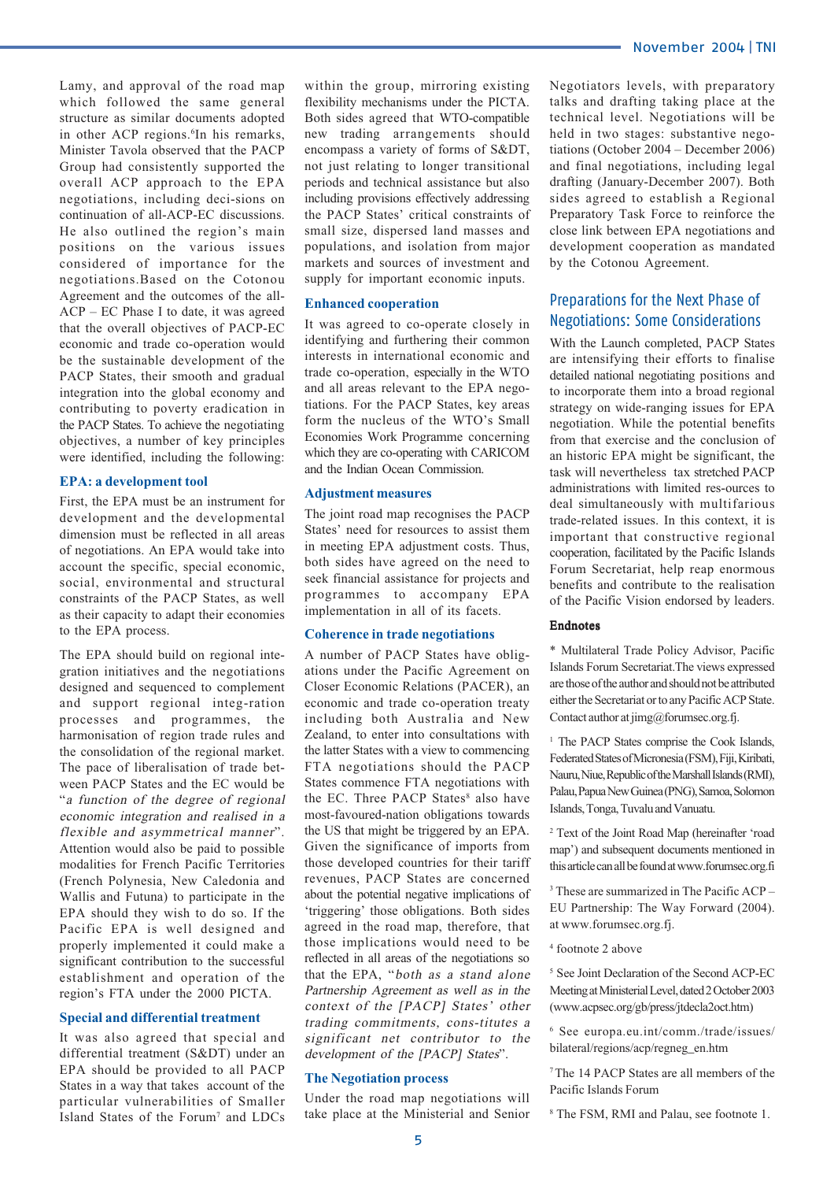Lamy, and approval of the road map which followed the same general structure as similar documents adopted in other ACP regions.[6]In his remarks, Minister Tavola observed that the PACP Group had consistently supported the overall ACP approach to the EPA negotiations, including deci-sions on continuation of all-ACP-EC discussions. He also outlined the region's main positions on the various issues considered of importance for the negotiations.Based on the Cotonou Agreement and the outcomes of the all-ACP – EC Phase I to date, it was agreed that the overall objectives of PACP-EC economic and trade co-operation would be the sustainable development of the PACP States, their smooth and gradual integration into the global economy and contributing to poverty eradication in the PACP States. To achieve the negotiating objectives, a number of key principles were identified, including the following:

### EPA: a development tool

First, the EPA must be an instrument for development and the developmental dimension must be reflected in all areas of negotiations. An EPA would take into account the specific, special economic, social, environmental and structural constraints of the PACP States, as well as their capacity to adapt their economies to the EPA process.

The EPA should build on regional integration initiatives and the negotiations designed and sequenced to complement and support regional integ-ration processes and programmes, the harmonisation of region trade rules and the consolidation of the regional market. The pace of liberalisation of trade between PACP States and the EC would be "*a function of the degree of regional economic integration and realised in a flexible and asymmetrical manner*". Attention would also be paid to possible modalities for French Pacific Territories (French Polynesia, New Caledonia and Wallis and Futuna) to participate in the EPA should they wish to do so. If the Pacific EPA is well designed and properly implemented it could make a significant contribution to the successful establishment and operation of the region's FTA under the 2000 PICTA.

### Special and differential treatment

It was also agreed that special and differential treatment (S&DT) under an EPA should be provided to all PACP States in a way that takes account of the particular vulnerabilities of Smaller Island States of the Forum[7] and LDCs within the group, mirroring existing flexibility mechanisms under the PICTA. Both sides agreed that WTO-compatible new trading arrangements should encompass a variety of forms of S&DT, not just relating to longer transitional periods and technical assistance but also including provisions effectively addressing the PACP States' critical constraints of small size, dispersed land masses and populations, and isolation from major markets and sources of investment and supply for important economic inputs.

### Enhanced cooperation

It was agreed to co-operate closely in identifying and furthering their common interests in international economic and trade co-operation, especially in the WTO and all areas relevant to the EPA negotiations. For the PACP States, key areas form the nucleus of the WTO's Small Economies Work Programme concerning which they are co-operating with CARICOM and the Indian Ocean Commission.

### Adjustment measures

The joint road map recognises the PACP States' need for resources to assist them in meeting EPA adjustment costs. Thus, both sides have agreed on the need to seek financial assistance for projects and programmes to accompany EPA implementation in all of its facets.

### Coherence in trade negotiations

A number of PACP States have obligations under the Pacific Agreement on Closer Economic Relations (PACER), an economic and trade co-operation treaty including both Australia and New Zealand, to enter into consultations with the latter States with a view to commencing FTA negotiations should the PACP States commence FTA negotiations with the EC. Three PACP States[8] also have most-favoured-nation obligations towards the US that might be triggered by an EPA. Given the significance of imports from those developed countries for their tariff revenues, PACP States are concerned about the potential negative implications of 'triggering' those obligations. Both sides agreed in the road map, therefore, that those implications would need to be reflected in all areas of the negotiations so that the EPA, "*both as a stand alone Partnership Agreement as well as in the context of the [PACP] States' other trading commitments, cons-titutes a significant net contributor to the development of the [PACP] States*".

### The Negotiation process

Under the road map negotiations will take place at the Ministerial and Senior Negotiators levels, with preparatory talks and drafting taking place at the technical level. Negotiations will be held in two stages: substantive negotiations (October 2004 – December 2006) and final negotiations, including legal drafting (January-December 2007). Both sides agreed to establish a Regional Preparatory Task Force to reinforce the close link between EPA negotiations and development cooperation as mandated by the Cotonou Agreement.

## Preparations for the Next Phase of Negotiations: Some Considerations

With the Launch completed, PACP States are intensifying their efforts to finalise detailed national negotiating positions and to incorporate them into a broad regional strategy on wide-ranging issues for EPA negotiation. While the potential benefits from that exercise and the conclusion of an historic EPA might be significant, the task will nevertheless tax stretched PACP administrations with limited res-ources to deal simultaneously with multifarious trade-related issues. In this context, it is important that constructive regional cooperation, facilitated by the Pacific Islands Forum Secretariat, help reap enormous benefits and contribute to the realisation of the Pacific Vision endorsed by leaders.

#### Endnotes

\* Multilateral Trade Policy Advisor, Pacific Islands Forum Secretariat.The views expressed are those of the author and should not be attributed either the Secretariat or to any Pacific ACP State. Contact author at jimg@forumsec.org.fj.

[1] The PACP States comprise the Cook Islands, Federated States of Micronesia (FSM), Fiji, Kiribati, Nauru, Niue, Republic of the Marshall Islands (RMI), Palau, Papua New Guinea (PNG), Samoa, Solomon Islands, Tonga, Tuvalu and Vanuatu.

[2] Text of the Joint Road Map (hereinafter 'road map') and subsequent documents mentioned in this article can all be found at www.forumsec.org.fi

[3] These are summarized in The Pacific ACP – EU Partnership: The Way Forward (2004). at www.forumsec.org.fj.

[4] footnote 2 above

[5] See Joint Declaration of the Second ACP-EC Meeting at Ministerial Level, dated 2 October 2003 (www.acpsec.org/gb/press/jtdecla2oct.htm)

[6] See europa.eu.int/comm./trade/issues/bilateral/regions/acp/regneg_en.htm

[7] The 14 PACP States are all members of the Pacific Islands Forum

[8] The FSM, RMI and Palau, see footnote 1.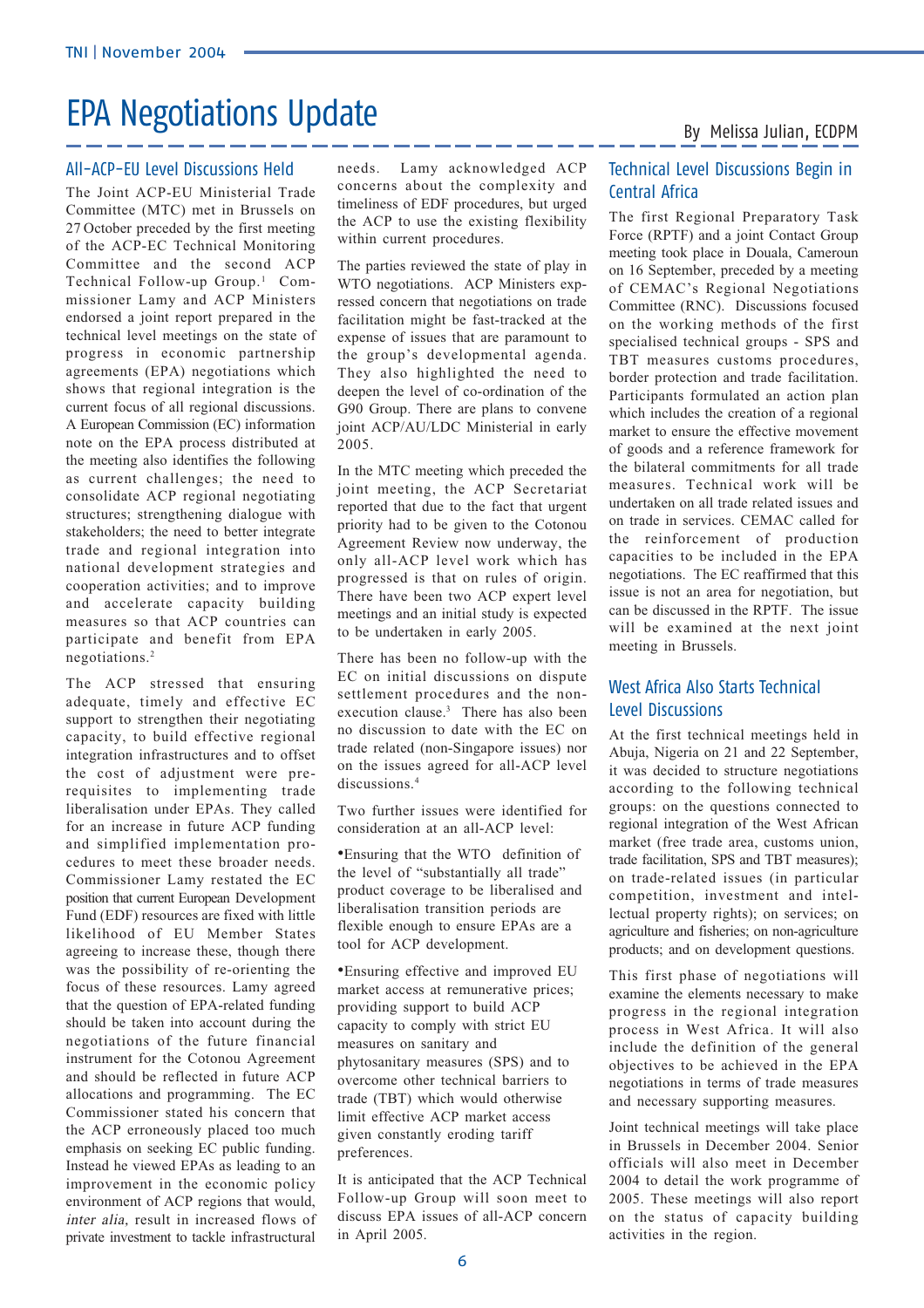# EPA Negotiations Update

By Melissa Julian, ECDPM

## All-ACP-EU Level Discussions Held

The Joint ACP-EU Ministerial Trade Committee (MTC) met in Brussels on 27 October preceded by the first meeting of the ACP-EC Technical Monitoring Committee and the second ACP Technical Follow-up Group.[1] Commissioner Lamy and ACP Ministers endorsed a joint report prepared in the technical level meetings on the state of progress in economic partnership agreements (EPA) negotiations which shows that regional integration is the current focus of all regional discussions. A European Commission (EC) information note on the EPA process distributed at the meeting also identifies the following as current challenges; the need to consolidate ACP regional negotiating structures; strengthening dialogue with stakeholders; the need to better integrate trade and regional integration into national development strategies and cooperation activities; and to improve and accelerate capacity building measures so that ACP countries can participate and benefit from EPA negotiations.[2]

The ACP stressed that ensuring adequate, timely and effective EC support to strengthen their negotiating capacity, to build effective regional integration infrastructures and to offset the cost of adjustment were pre-requisites to implementing trade liberalisation under EPAs. They called for an increase in future ACP funding and simplified implementation procedures to meet these broader needs. Commissioner Lamy restated the EC position that current European Development Fund (EDF) resources are fixed with little likelihood of EU Member States agreeing to increase these, though there was the possibility of re-orienting the focus of these resources. Lamy agreed that the question of EPA-related funding should be taken into account during the negotiations of the future financial instrument for the Cotonou Agreement and should be reflected in future ACP allocations and programming. The EC Commissioner stated his concern that the ACP erroneously placed too much emphasis on seeking EC public funding. Instead he viewed EPAs as leading to an improvement in the economic policy environment of ACP regions that would, *inter alia*, result in increased flows of private investment to tackle infrastructural needs. Lamy acknowledged ACP concerns about the complexity and timeliness of EDF procedures, but urged the ACP to use the existing flexibility within current procedures.

The parties reviewed the state of play in WTO negotiations. ACP Ministers expressed concern that negotiations on trade facilitation might be fast-tracked at the expense of issues that are paramount to the group's developmental agenda. They also highlighted the need to deepen the level of co-ordination of the G90 Group. There are plans to convene joint ACP/AU/LDC Ministerial in early 2005.

In the MTC meeting which preceded the joint meeting, the ACP Secretariat reported that due to the fact that urgent priority had to be given to the Cotonou Agreement Review now underway, the only all-ACP level work which has progressed is that on rules of origin. There have been two ACP expert level meetings and an initial study is expected to be undertaken in early 2005.

There has been no follow-up with the EC on initial discussions on dispute settlement procedures and the non-execution clause.[3] There has also been no discussion to date with the EC on trade related (non-Singapore issues) nor on the issues agreed for all-ACP level discussions.[4]

Two further issues were identified for consideration at an all-ACP level:

- Ensuring that the WTO definition of the level of "substantially all trade" product coverage to be liberalised and liberalisation transition periods are flexible enough to ensure EPAs are a tool for ACP development.
- Ensuring effective and improved EU market access at remunerative prices; providing support to build ACP capacity to comply with strict EU measures on sanitary and phytosanitary measures (SPS) and to overcome other technical barriers to trade (TBT) which would otherwise limit effective ACP market access given constantly eroding tariff preferences.

It is anticipated that the ACP Technical Follow-up Group will soon meet to discuss EPA issues of all-ACP concern in April 2005.

## Technical Level Discussions Begin in Central Africa

The first Regional Preparatory Task Force (RPTF) and a joint Contact Group meeting took place in Douala, Cameroun on 16 September, preceded by a meeting of CEMAC's Regional Negotiations Committee (RNC). Discussions focused on the working methods of the first specialised technical groups - SPS and TBT measures customs procedures, border protection and trade facilitation. Participants formulated an action plan which includes the creation of a regional market to ensure the effective movement of goods and a reference framework for the bilateral commitments for all trade measures. Technical work will be undertaken on all trade related issues and on trade in services. CEMAC called for the reinforcement of production capacities to be included in the EPA negotiations. The EC reaffirmed that this issue is not an area for negotiation, but can be discussed in the RPTF. The issue will be examined at the next joint meeting in Brussels.

## West Africa Also Starts Technical Level Discussions

At the first technical meetings held in Abuja, Nigeria on 21 and 22 September, it was decided to structure negotiations according to the following technical groups: on the questions connected to regional integration of the West African market (free trade area, customs union, trade facilitation, SPS and TBT measures); on trade-related issues (in particular competition, investment and intellectual property rights); on services; on agriculture and fisheries; on non-agriculture products; and on development questions.

This first phase of negotiations will examine the elements necessary to make progress in the regional integration process in West Africa. It will also include the definition of the general objectives to be achieved in the EPA negotiations in terms of trade measures and necessary supporting measures.

Joint technical meetings will take place in Brussels in December 2004. Senior officials will also meet in December 2004 to detail the work programme of 2005. These meetings will also report on the status of capacity building activities in the region.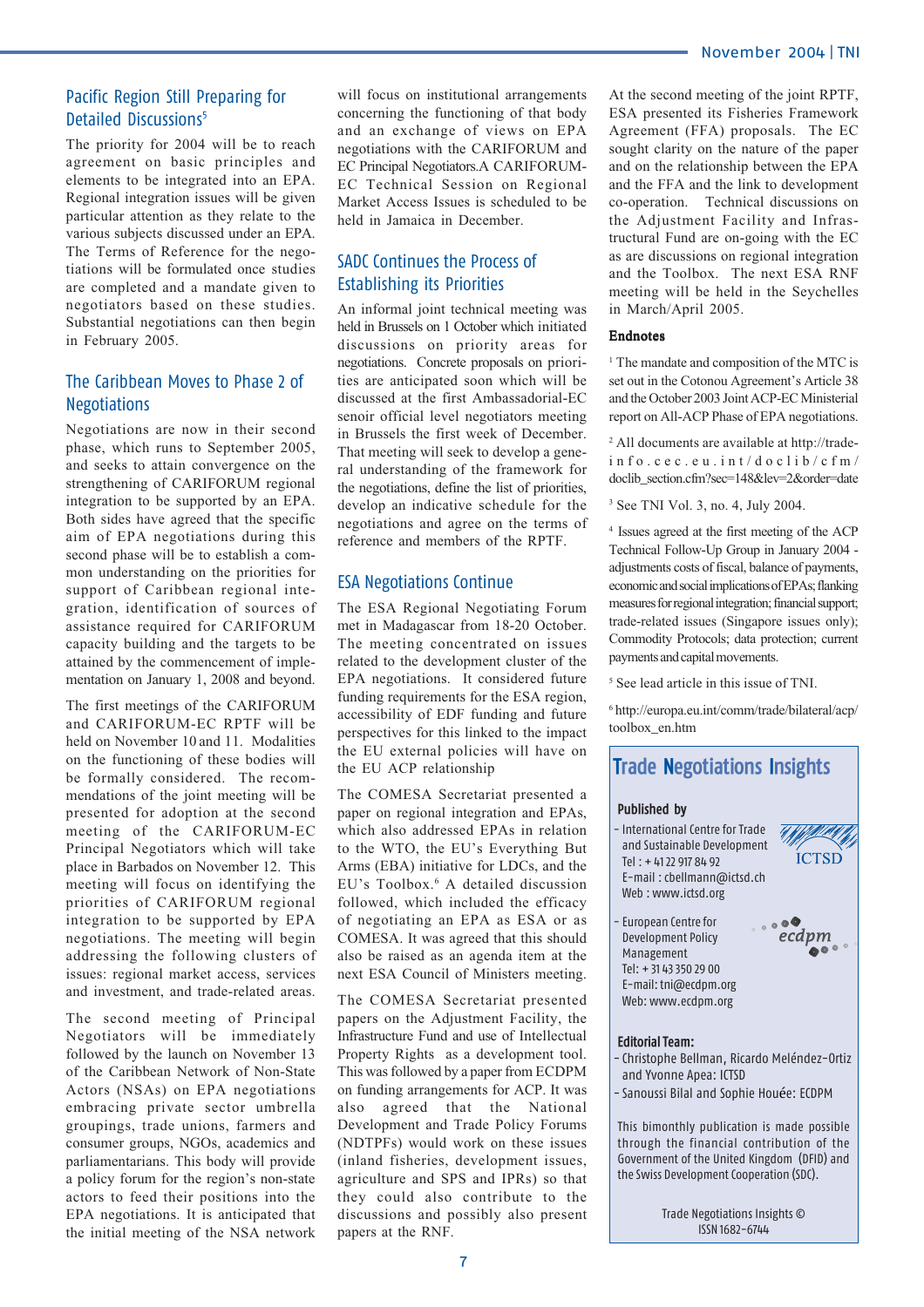## Pacific Region Still Preparing for Detailed Discussions[5]

The priority for 2004 will be to reach agreement on basic principles and elements to be integrated into an EPA. Regional integration issues will be given particular attention as they relate to the various subjects discussed under an EPA. The Terms of Reference for the negotiations will be formulated once studies are completed and a mandate given to negotiators based on these studies. Substantial negotiations can then begin in February 2005.

## The Caribbean Moves to Phase 2 of Negotiations

Negotiations are now in their second phase, which runs to September 2005, and seeks to attain convergence on the strengthening of CARIFORUM regional integration to be supported by an EPA. Both sides have agreed that the specific aim of EPA negotiations during this second phase will be to establish a common understanding on the priorities for support of Caribbean regional integration, identification of sources of assistance required for CARIFORUM capacity building and the targets to be attained by the commencement of implementation on January 1, 2008 and beyond.

The first meetings of the CARIFORUM and CARIFORUM-EC RPTF will be held on November 10 and 11. Modalities on the functioning of these bodies will be formally considered. The recommendations of the joint meeting will be presented for adoption at the second meeting of the CARIFORUM-EC Principal Negotiators which will take place in Barbados on November 12. This meeting will focus on identifying the priorities of CARIFORUM regional integration to be supported by EPA negotiations. The meeting will begin addressing the following clusters of issues: regional market access, services and investment, and trade-related areas.

The second meeting of Principal Negotiators will be immediately followed by the launch on November 13 of the Caribbean Network of Non-State Actors (NSAs) on EPA negotiations embracing private sector umbrella groupings, trade unions, farmers and consumer groups, NGOs, academics and parliamentarians. This body will provide a policy forum for the region's non-state actors to feed their positions into the EPA negotiations. It is anticipated that the initial meeting of the NSA network will focus on institutional arrangements concerning the functioning of that body and an exchange of views on EPA negotiations with the CARIFORUM and EC Principal Negotiators.A CARIFORUM-EC Technical Session on Regional Market Access Issues is scheduled to be held in Jamaica in December.

## SADC Continues the Process of Establishing its Priorities

An informal joint technical meeting was held in Brussels on 1 October which initiated discussions on priority areas for negotiations. Concrete proposals on priorities are anticipated soon which will be discussed at the first Ambassadorial-EC senoir official level negotiators meeting in Brussels the first week of December. That meeting will seek to develop a general understanding of the framework for the negotiations, define the list of priorities, develop an indicative schedule for the negotiations and agree on the terms of reference and members of the RPTF.

## ESA Negotiations Continue

The ESA Regional Negotiating Forum met in Madagascar from 18-20 October. The meeting concentrated on issues related to the development cluster of the EPA negotiations. It considered future funding requirements for the ESA region, accessibility of EDF funding and future perspectives for this linked to the impact the EU external policies will have on the EU ACP relationship

The COMESA Secretariat presented a paper on regional integration and EPAs, which also addressed EPAs in relation to the WTO, the EU's Everything But Arms (EBA) initiative for LDCs, and the EU's Toolbox.[6] A detailed discussion followed, which included the efficacy of negotiating an EPA as ESA or as COMESA. It was agreed that this should also be raised as an agenda item at the next ESA Council of Ministers meeting.

The COMESA Secretariat presented papers on the Adjustment Facility, the Infrastructure Fund and use of Intellectual Property Rights as a negotiating tool. This was followed by a paper from ECDPM on funding arrangements for ACP. It was also agreed that the National Development and Trade Policy Forums (NDTPFs) would work on these issues (inland fisheries, development issues, agriculture and SPS and IPRs) so that they could also contribute to the discussions and possibly also present papers at the RNF.

At the second meeting of the joint RPTF, ESA presented its Fisheries Framework Agreement (FFA) proposals. The EC sought clarity on the nature of the paper and on the relationship between the EPA and the FFA and the link to development co-operation. Technical discussions on the Adjustment Facility and Infrastructural Fund are on-going with the EC as are discussions on regional integration and the Toolbox. The next ESA RNF meeting will be held in the Seychelles in March/April 2005.

### Endnotes

[1] The mandate and composition of the MTC is set out in the Cotonou Agreement's Article 38 and the October 2003 Joint ACP-EC Ministerial report on All-ACP Phase of EPA negotiations.

[2] All documents are available at http://trade-info.cec.eu.int/doclib/cfm/doclib_section.cfm?sec=148&lev=2&order=date

[3] See TNI Vol. 3, no. 4, July 2004.

[4] Issues agreed at the first meeting of the ACP Technical Follow-Up Group in January 2004 - adjustments costs of fiscal, balance of payments, economic and social implications of EPAs; flanking measures for regional integration; financial support; trade-related issues (Singapore issues only); Commodity Protocols; data protection; current payments and capital movements.

[5] See lead article in this issue of TNI.

[6] http://europa.eu.int/comm/trade/bilateral/acp/toolbox_en.htm

---

## Trade Negotiations Insights

**Published by**

- International Centre for Trade and Sustainable Development
  Tel : + 41 22 917 84 92
  E-mail : cbellmann@ictsd.ch
  Web : www.ictsd.org
- European Centre for Development Policy Management
  Tel: + 31 43 350 29 00
  E-mail: tni@ecdpm.org
  Web: www.ecdpm.org

**Editorial Team:**

- Christophe Bellman, Ricardo Meléndez-Ortiz and Yvonne Apea: ICTSD
- Sanoussi Bilal and Sophie Houée: ECDPM

This bimonthly publication is made possible through the financial contribution of the Government of the United Kingdom (DFID) and the Swiss Development Cooperation (SDC).

Trade Negotiations Insights ©
ISSN 1682-6744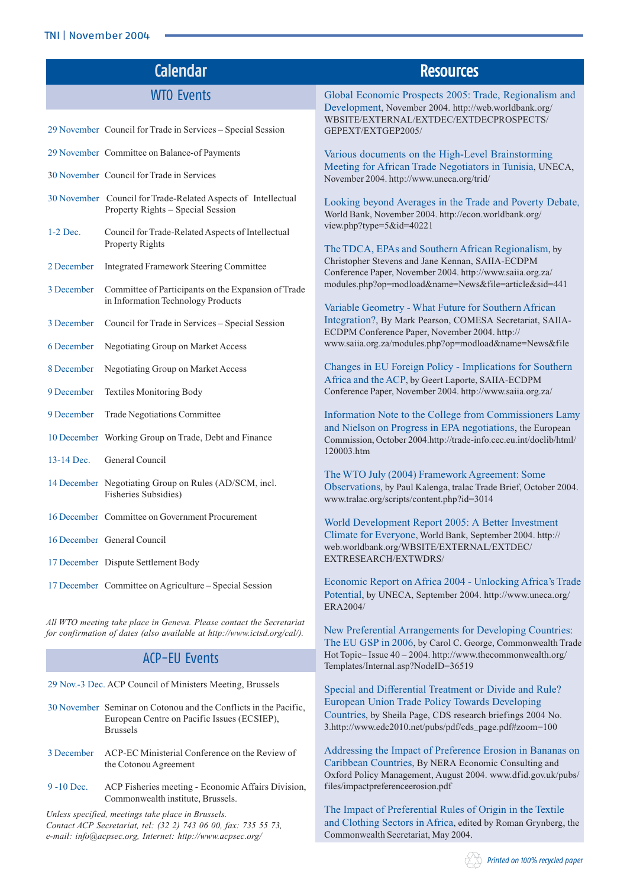# Calendar

## WTO Events

| | |
|---|---|
| 29 November | Council for Trade in Services – Special Session |
| 29 November | Committee on Balance-of Payments |
| 30 November | Council for Trade in Services |
| 30 November | Council for Trade-Related Aspects of Intellectual Property Rights – Special Session |
| 1-2 Dec. | Council for Trade-Related Aspects of Intellectual Property Rights |
| 2 December | Integrated Framework Steering Committee |
| 3 December | Committee of Participants on the Expansion of Trade in Information Technology Products |
| 3 December | Council for Trade in Services – Special Session |
| 6 December | Negotiating Group on Market Access |
| 8 December | Negotiating Group on Market Access |
| 9 December | Textiles Monitoring Body |
| 9 December | Trade Negotiations Committee |
| 10 December | Working Group on Trade, Debt and Finance |
| 13-14 Dec. | General Council |
| 14 December | Negotiating Group on Rules (AD/SCM, incl. Fisheries Subsidies) |
| 16 December | Committee on Government Procurement |
| 16 December | General Council |
| 17 December | Dispute Settlement Body |
| 17 December | Committee on Agriculture – Special Session |

*All WTO meeting take place in Geneva. Please contact the Secretariat for confirmation of dates (also available at http://www.ictsd.org/cal/).*

## ACP-EU Events

| | |
|---|---|
| 29 Nov.-3 Dec. | ACP Council of Ministers Meeting, Brussels |
| 30 November | Seminar on Cotonou and the Conflicts in the Pacific, European Centre on Pacific Issues (ECSIEP), Brussels |
| 3 December | ACP-EC Ministerial Conference on the Review of the Cotonou Agreement |
| 9 -10 Dec. | ACP Fisheries meeting - Economic Affairs Division, Commonwealth institute, Brussels. |

*Unless specified, meetings take place in Brussels.*
*Contact ACP Secretariat, tel: (32 2) 743 06 00, fax: 735 55 73, e-mail: info@acpsec.org, Internet: http://www.acpsec.org/*

# Resources

Global Economic Prospects 2005: Trade, Regionalism and Development, November 2004. http://web.worldbank.org/WBSITE/EXTERNAL/EXTDEC/EXTDECPROSPECTS/GEPEXT/EXTGEP2005/

Various documents on the High-Level Brainstorming Meeting for African Trade Negotiators in Tunisia, UNECA, November 2004. http://www.uneca.org/trid/

Looking beyond Averages in the Trade and Poverty Debate, World Bank, November 2004. http://econ.worldbank.org/view.php?type=5&id=40221

The TDCA, EPAs and Southern African Regionalism, by Christopher Stevens and Jane Kennan, SAIIA-ECDPM Conference Paper, November 2004. http://www.saiia.org.za/modules.php?op=modload&name=News&file=article&sid=441

Variable Geometry - What Future for Southern African Integration?, By Mark Pearson, COMESA Secretariat, SAIIA-ECDPM Conference Paper, November 2004. http://www.saiia.org.za/modules.php?op=modload&name=News&file

Changes in EU Foreign Policy - Implications for Southern Africa and the ACP, by Geert Laporte, SAIIA-ECDPM Conference Paper, November 2004. http://www.saiia.org.za/

Information Note to the College from Commissioners Lamy and Nielson on Progress in EPA negotiations, the European Commission, October 2004.http://trade-info.cec.eu.int/doclib/html/120003.htm

The WTO July (2004) Framework Agreement: Some Observations, by Paul Kalenga, tralac Trade Brief, October 2004. www.tralac.org/scripts/content.php?id=3014

World Development Report 2005: A Better Investment Climate for Everyone, World Bank, September 2004. http://web.worldbank.org/WBSITE/EXTERNAL/EXTDEC/EXTRESEARCH/EXTWDRS/

Economic Report on Africa 2004 - Unlocking Africa's Trade Potential, by UNECA, September 2004. http://www.uneca.org/ERA2004/

New Preferential Arrangements for Developing Countries: The EU GSP in 2006, by Carol C. George, Commonwealth Trade Hot Topic– Issue 40 – 2004. http://www.thecommonwealth.org/Templates/Internal.asp?NodeID=36519

Special and Differential Treatment or Divide and Rule? European Union Trade Policy Towards Developing Countries, by Sheila Page, CDS research briefings 2004 No. 3.http://www.edc2010.net/pubs/pdf/cds_page.pdf#zoom=100

Addressing the Impact of Preference Erosion in Bananas on Caribbean Countries, By NERA Economic Consulting and Oxford Policy Management, August 2004. www.dfid.gov.uk/pubs/files/impactpreferenceerosion.pdf

The Impact of Preferential Rules of Origin in the Textile and Clothing Sectors in Africa, edited by Roman Grynberg, the Commonwealth Secretariat, May 2004.

*Printed on 100% recycled paper*